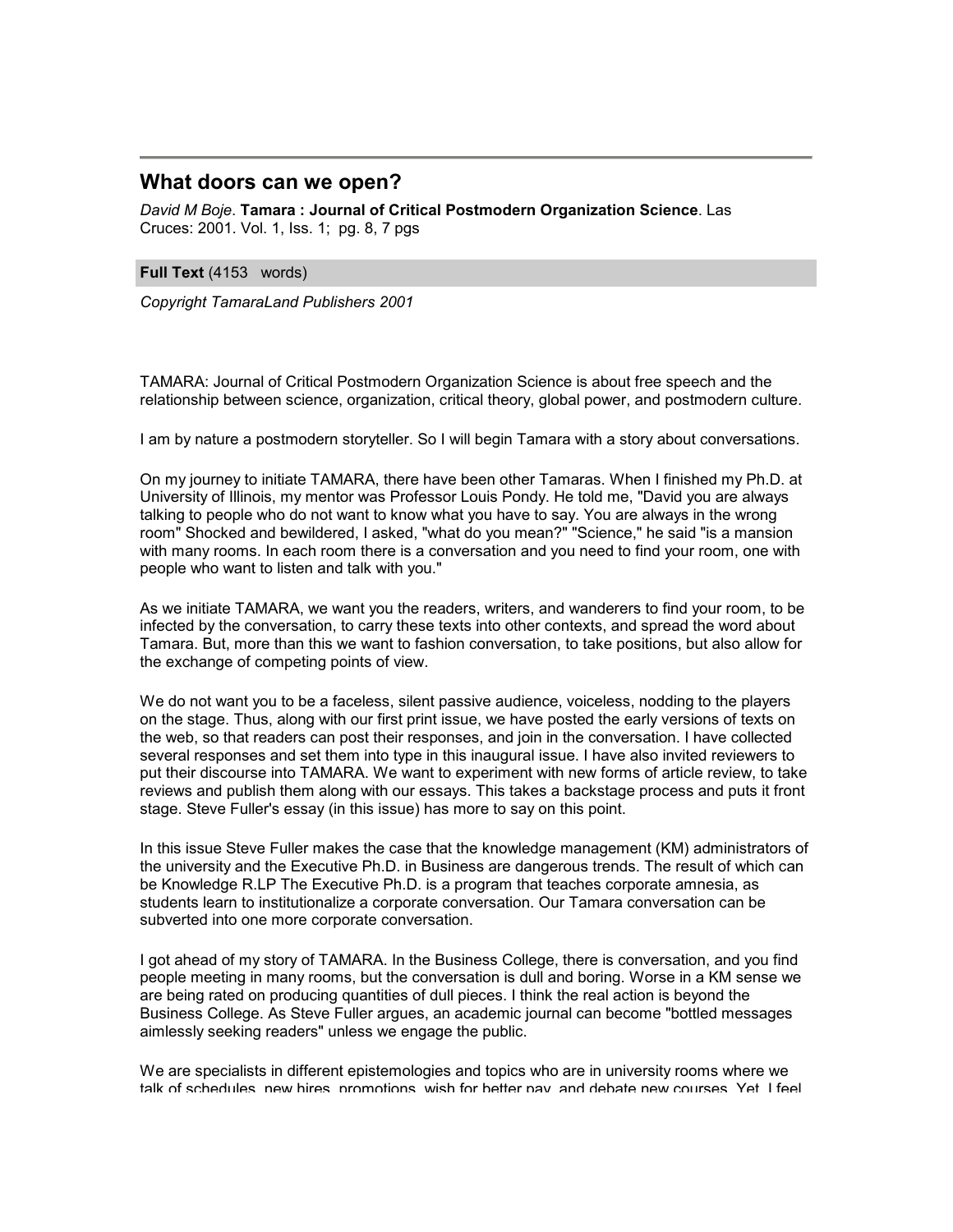## What doors can we open?

*David M Boje*. **Tamara : Journal of Critical Postmodern Organization Science**. Las Cruces: 2001. Vol. 1, Iss. 1; pg. 8, 7 pgs

**Full Text** (4153 words)

*Copyright TamaraLand Publishers 2001*

TAMARA: Journal of Critical Postmodern Organization Science is about free speech and the relationship between science, organization, critical theory, global power, and postmodern culture.

I am by nature a postmodern storyteller. So I will begin Tamara with a story about conversations.

On my journey to initiate TAMARA, there have been other Tamaras. When I finished my Ph.D. at University of Illinois, my mentor was Professor Louis Pondy. He told me, "David you are always talking to people who do not want to know what you have to say. You are always in the wrong room" Shocked and bewildered, I asked, "what do you mean?" "Science," he said "is a mansion with many rooms. In each room there is a conversation and you need to find your room, one with people who want to listen and talk with you."

As we initiate TAMARA, we want you the readers, writers, and wanderers to find your room, to be infected by the conversation, to carry these texts into other contexts, and spread the word about Tamara. But, more than this we want to fashion conversation, to take positions, but also allow for the exchange of competing points of view.

We do not want you to be a faceless, silent passive audience, voiceless, nodding to the players on the stage. Thus, along with our first print issue, we have posted the early versions of texts on the web, so that readers can post their responses, and join in the conversation. I have collected several responses and set them into type in this inaugural issue. I have also invited reviewers to put their discourse into TAMARA. We want to experiment with new forms of article review, to take reviews and publish them along with our essays. This takes a backstage process and puts it front stage. Steve Fuller's essay (in this issue) has more to say on this point.

In this issue Steve Fuller makes the case that the knowledge management (KM) administrators of the university and the Executive Ph.D. in Business are dangerous trends. The result of which can be Knowledge R.I.P The Executive Ph.D. is a program that teaches corporate amnesia, as students learn to institutionalize a corporate conversation. Our Tamara conversation can be subverted into one more corporate conversation.

I got ahead of my story of TAMARA. In the Business College, there is conversation, and you find people meeting in many rooms, but the conversation is dull and boring. Worse in a KM sense we are being rated on producing quantities of dull pieces. I think the real action is beyond the Business College. As Steve Fuller argues, an academic journal can become "bottled messages aimlessly seeking readers" unless we engage the public.

We are specialists in different epistemologies and topics who are in university rooms where we talk of schedules, new hires, promotions, wish for better pay, and debate new courses. Yet, I feel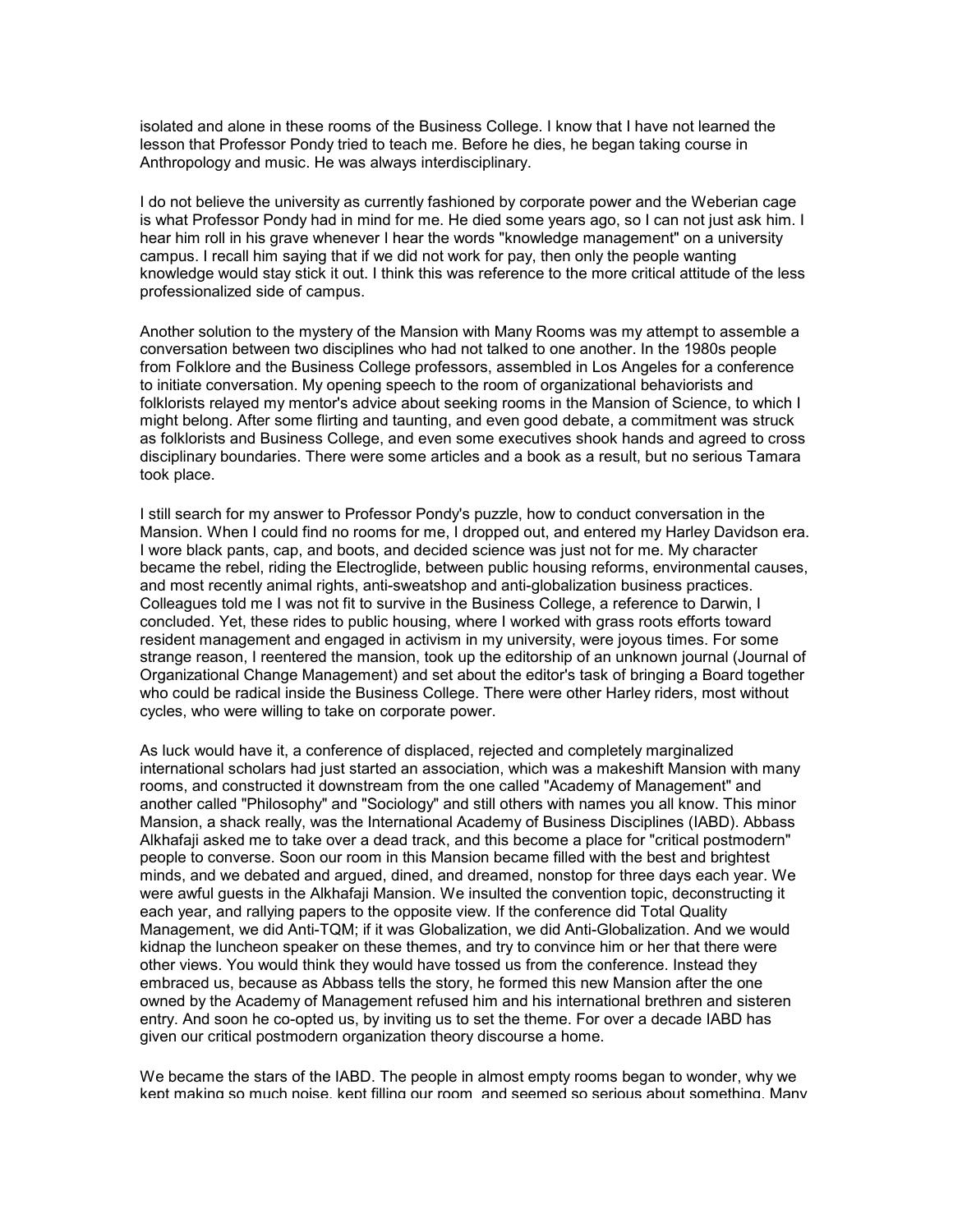isolated and alone in these rooms of the Business College. I know that I have not learned the lesson that Professor Pondy tried to teach me. Before he dies, he began taking course in Anthropology and music. He was always interdisciplinary.

I do not believe the university as currently fashioned by corporate power and the Weberian cage is what Professor Pondy had in mind for me. He died some years ago, so I can not just ask him. I hear him roll in his grave whenever I hear the words "knowledge management" on a university campus. I recall him saying that if we did not work for pay, then only the people wanting knowledge would stay stick it out. I think this was reference to the more critical attitude of the less professionalized side of campus.

Another solution to the mystery of the Mansion with Many Rooms was my attempt to assemble a conversation between two disciplines who had not talked to one another. In the 1980s people from Folklore and the Business College professors, assembled in Los Angeles for a conference to initiate conversation. My opening speech to the room of organizational behaviorists and folklorists relayed my mentor's advice about seeking rooms in the Mansion of Science, to which I might belong. After some flirting and taunting, and even good debate, a commitment was struck as folklorists and Business College, and even some executives shook hands and agreed to cross disciplinary boundaries. There were some articles and a book as a result, but no serious Tamara took place.

I still search for my answer to Professor Pondy's puzzle, how to conduct conversation in the Mansion. When I could find no rooms for me, I dropped out, and entered my Harley Davidson era. I wore black pants, cap, and boots, and decided science was just not for me. My character became the rebel, riding the Electroglide, between public housing reforms, environmental causes, and most recently animal rights, anti-sweatshop and anti-globalization business practices. Colleagues told me I was not fit to survive in the Business College, a reference to Darwin, I concluded. Yet, these rides to public housing, where I worked with grass roots efforts toward resident management and engaged in activism in my university, were joyous times. For some strange reason, I reentered the mansion, took up the editorship of an unknown journal (Journal of Organizational Change Management) and set about the editor's task of bringing a Board together who could be radical inside the Business College. There were other Harley riders, most without cycles, who were willing to take on corporate power.

As luck would have it, a conference of displaced, rejected and completely marginalized international scholars had just started an association, which was a makeshift Mansion with many rooms, and constructed it downstream from the one called "Academy of Management" and another called "Philosophy" and "Sociology" and still others with names you all know. This minor Mansion, a shack really, was the International Academy of Business Disciplines (IABD). Abbass Alkhafaji asked me to take over a dead track, and this become a place for "critical postmodern" people to converse. Soon our room in this Mansion became filled with the best and brightest minds, and we debated and argued, dined, and dreamed, nonstop for three days each year. We were awful guests in the Alkhafaji Mansion. We insulted the convention topic, deconstructing it each year, and rallying papers to the opposite view. If the conference did Total Quality Management, we did Anti-TQM; if it was Globalization, we did Anti-Globalization. And we would kidnap the luncheon speaker on these themes, and try to convince him or her that there were other views. You would think they would have tossed us from the conference. Instead they embraced us, because as Abbass tells the story, he formed this new Mansion after the one owned by the Academy of Management refused him and his international brethren and sisteren entry. And soon he co-opted us, by inviting us to set the theme. For over a decade IABD has given our critical postmodern organization theory discourse a home.

We became the stars of the IABD. The people in almost empty rooms began to wonder, why we kept making so much noise, kept filling our room, and seemed so serious about something. Many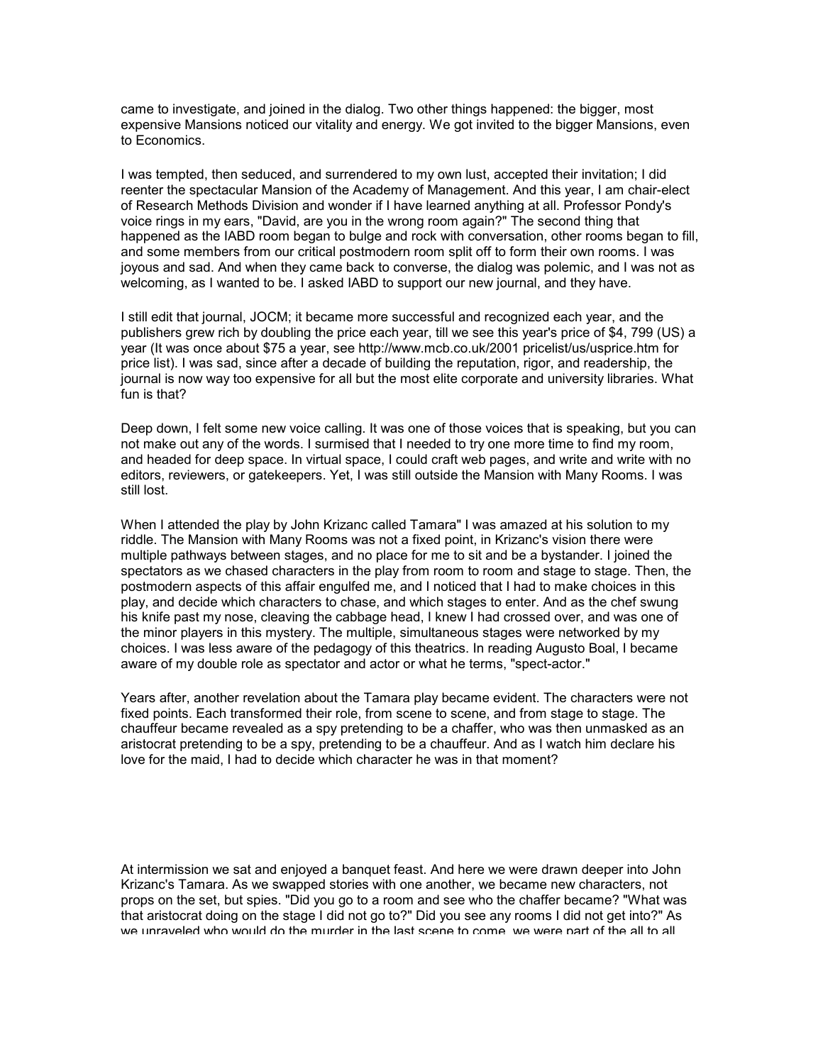came to investigate, and joined in the dialog. Two other things happened: the bigger, most expensive Mansions noticed our vitality and energy. We got invited to the bigger Mansions, even to Economics.

I was tempted, then seduced, and surrendered to my own lust, accepted their invitation; I did reenter the spectacular Mansion of the Academy of Management. And this year, I am chair-elect of Research Methods Division and wonder if I have learned anything at all. Professor Pondy's voice rings in my ears, "David, are you in the wrong room again?" The second thing that happened as the IABD room began to bulge and rock with conversation, other rooms began to fill, and some members from our critical postmodern room split off to form their own rooms. I was joyous and sad. And when they came back to converse, the dialog was polemic, and I was not as welcoming, as I wanted to be. I asked IABD to support our new journal, and they have.

I still edit that journal, JOCM; it became more successful and recognized each year, and the publishers grew rich by doubling the price each year, till we see this year's price of $4, 799 (US) a year (It was once about $75 a year, see http://www.mcb.co.uk/2001 pricelist/us/usprice.htm for price list). I was sad, since after a decade of building the reputation, rigor, and readership, the journal is now way too expensive for all but the most elite corporate and university libraries. What fun is that?

Deep down, I felt some new voice calling. It was one of those voices that is speaking, but you can not make out any of the words. I surmised that I needed to try one more time to find my room, and headed for deep space. In virtual space, I could craft web pages, and write and write with no editors, reviewers, or gatekeepers. Yet, I was still outside the Mansion with Many Rooms. I was still lost.

When I attended the play by John Krizanc called Tamara" I was amazed at his solution to my riddle. The Mansion with Many Rooms was not a fixed point, in Krizanc's vision there were multiple pathways between stages, and no place for me to sit and be a bystander. I joined the spectators as we chased characters in the play from room to room and stage to stage. Then, the postmodern aspects of this affair engulfed me, and I noticed that I had to make choices in this play, and decide which characters to chase, and which stages to enter. And as the chef swung his knife past my nose, cleaving the cabbage head, I knew I had crossed over, and was one of the minor players in this mystery. The multiple, simultaneous stages were networked by my choices. I was less aware of the pedagogy of this theatrics. In reading Augusto Boal, I became aware of my double role as spectator and actor or what he terms, "spect-actor."

Years after, another revelation about the Tamara play became evident. The characters were not fixed points. Each transformed their role, from scene to scene, and from stage to stage. The chauffeur became revealed as a spy pretending to be a chaffer, who was then unmasked as an aristocrat pretending to be a spy, pretending to be a chauffeur. And as I watch him declare his love for the maid, I had to decide which character he was in that moment?

At intermission we sat and enjoyed a banquet feast. And here we were drawn deeper into John Krizanc's Tamara. As we swapped stories with one another, we became new characters, not props on the set, but spies. "Did you go to a room and see who the chaffer became? "What was that aristocrat doing on the stage I did not go to?" Did you see any rooms I did not get into?" As we unraveled who would do the murder in the last scene to come, we were part of the all to all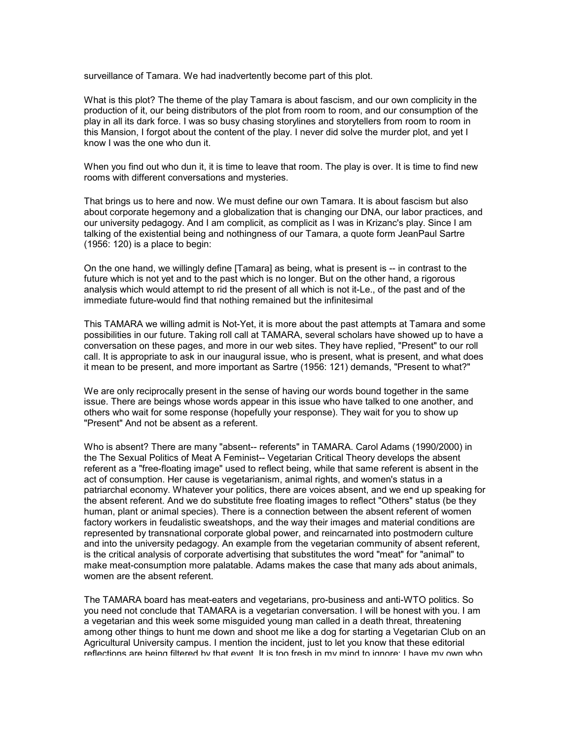surveillance of Tamara. We had inadvertently become part of this plot.

What is this plot? The theme of the play Tamara is about fascism, and our own complicity in the production of it, our being distributors of the plot from room to room, and our consumption of the play in all its dark force. I was so busy chasing storylines and storytellers from room to room in this Mansion, I forgot about the content of the play. I never did solve the murder plot, and yet I know I was the one who dun it.

When you find out who dun it, it is time to leave that room. The play is over. It is time to find new rooms with different conversations and mysteries.

That brings us to here and now. We must define our own Tamara. It is about fascism but also about corporate hegemony and a globalization that is changing our DNA, our labor practices, and our university pedagogy. And I am complicit, as complicit as I was in Krizanc's play. Since I am talking of the existential being and nothingness of our Tamara, a quote form JeanPaul Sartre (1956: 120) is a place to begin:

On the one hand, we willingly define [Tamara] as being, what is present is -- in contrast to the future which is not yet and to the past which is no longer. But on the other hand, a rigorous analysis which would attempt to rid the present of all which is not it-Le., of the past and of the immediate future-would find that nothing remained but the infinitesimal

This TAMARA we willing admit is Not-Yet, it is more about the past attempts at Tamara and some possibilities in our future. Taking roll call at TAMARA, several scholars have showed up to have a conversation on these pages, and more in our web sites. They have replied, "Present" to our roll call. It is appropriate to ask in our inaugural issue, who is present, what is present, and what does it mean to be present, and more important as Sartre (1956: 121) demands, "Present to what?"

We are only reciprocally present in the sense of having our words bound together in the same issue. There are beings whose words appear in this issue who have talked to one another, and others who wait for some response (hopefully your response). They wait for you to show up "Present" And not be absent as a referent.

Who is absent? There are many "absent-- referents" in TAMARA. Carol Adams (1990/2000) in the The Sexual Politics of Meat A Feminist-- Vegetarian Critical Theory develops the absent referent as a "free-floating image" used to reflect being, while that same referent is absent in the act of consumption. Her cause is vegetarianism, animal rights, and women's status in a patriarchal economy. Whatever your politics, there are voices absent, and we end up speaking for the absent referent. And we do substitute free floating images to reflect "Others" status (be they human, plant or animal species). There is a connection between the absent referent of women factory workers in feudalistic sweatshops, and the way their images and material conditions are represented by transnational corporate global power, and reincarnated into postmodern culture and into the university pedagogy. An example from the vegetarian community of absent referent, is the critical analysis of corporate advertising that substitutes the word "meat" for "animal" to make meat-consumption more palatable. Adams makes the case that many ads about animals, women are the absent referent.

The TAMARA board has meat-eaters and vegetarians, pro-business and anti-WTO politics. So you need not conclude that TAMARA is a vegetarian conversation. I will be honest with you. I am a vegetarian and this week some misguided young man called in a death threat, threatening among other things to hunt me down and shoot me like a dog for starting a Vegetarian Club on an Agricultural University campus. I mention the incident, just to let you know that these editorial reflections are being filtered by that event. It is too fresh in my mind to ignore; I have my own who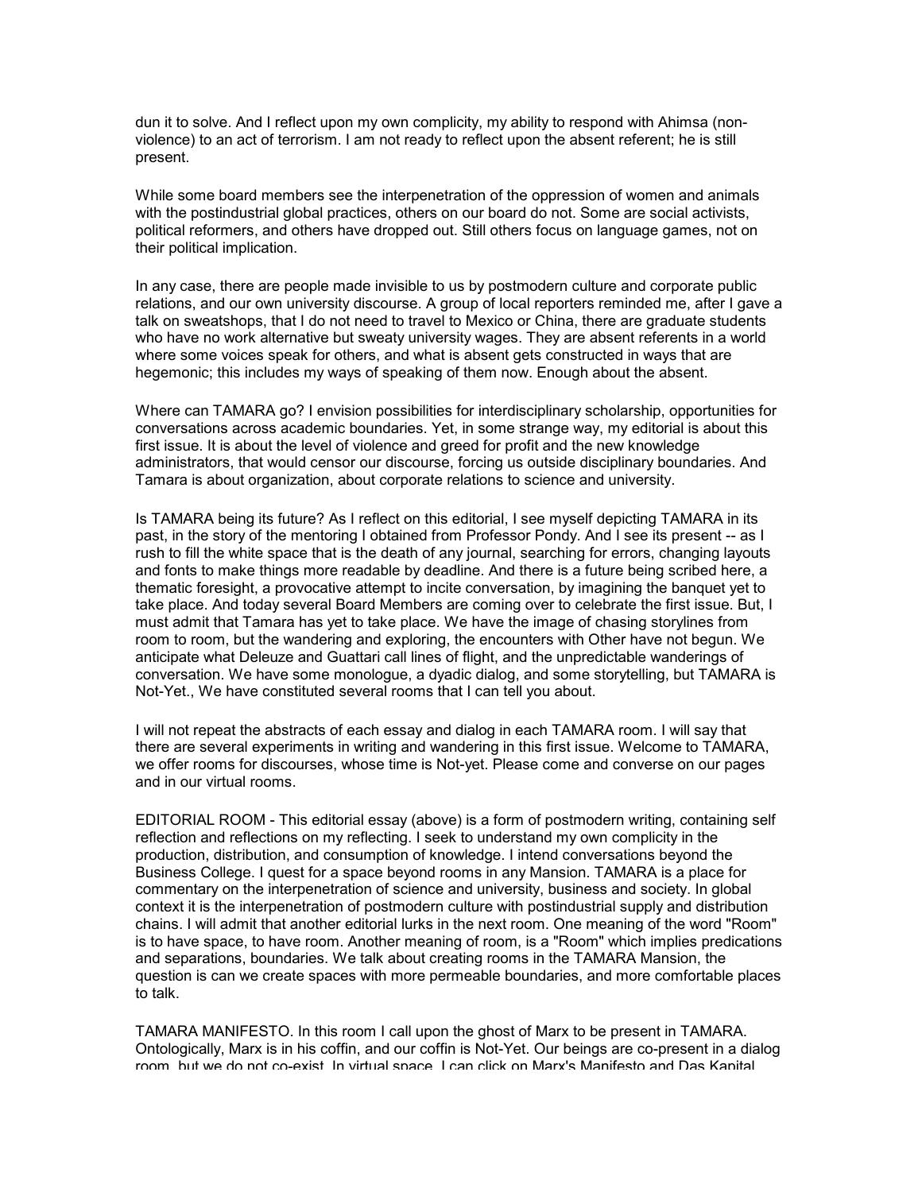dun it to solve. And I reflect upon my own complicity, my ability to respond with Ahimsa (non-violence) to an act of terrorism. I am not ready to reflect upon the absent referent; he is still present.

While some board members see the interpenetration of the oppression of women and animals with the postindustrial global practices, others on our board do not. Some are social activists, political reformers, and others have dropped out. Still others focus on language games, not on their political implication.

In any case, there are people made invisible to us by postmodern culture and corporate public relations, and our own university discourse. A group of local reporters reminded me, after I gave a talk on sweatshops, that I do not need to travel to Mexico or China, there are graduate students who have no work alternative but sweaty university wages. They are absent referents in a world where some voices speak for others, and what is absent gets constructed in ways that are hegemonic; this includes my ways of speaking of them now. Enough about the absent.

Where can TAMARA go? I envision possibilities for interdisciplinary scholarship, opportunities for conversations across academic boundaries. Yet, in some strange way, my editorial is about this first issue. It is about the level of violence and greed for profit and the new knowledge administrators, that would censor our discourse, forcing us outside disciplinary boundaries. And Tamara is about organization, about corporate relations to science and university.

Is TAMARA being its future? As I reflect on this editorial, I see myself depicting TAMARA in its past, in the story of the mentoring I obtained from Professor Pondy. And I see its present -- as I rush to fill the white space that is the death of any journal, searching for errors, changing layouts and fonts to make things more readable by deadline. And there is a future being scribed here, a thematic foresight, a provocative attempt to incite conversation, by imagining the banquet yet to take place. And today several Board Members are coming over to celebrate the first issue. But, I must admit that Tamara has yet to take place. We have the image of chasing storylines from room to room, but the wandering and exploring, the encounters with Other have not begun. We anticipate what Deleuze and Guattari call lines of flight, and the unpredictable wanderings of conversation. We have some monologue, a dyadic dialog, and some storytelling, but TAMARA is Not-Yet., We have constituted several rooms that I can tell you about.

I will not repeat the abstracts of each essay and dialog in each TAMARA room. I will say that there are several experiments in writing and wandering in this first issue. Welcome to TAMARA, we offer rooms for discourses, whose time is Not-yet. Please come and converse on our pages and in our virtual rooms.

EDITORIAL ROOM - This editorial essay (above) is a form of postmodern writing, containing self reflection and reflections on my reflecting. I seek to understand my own complicity in the production, distribution, and consumption of knowledge. I intend conversations beyond the Business College. I quest for a space beyond rooms in any Mansion. TAMARA is a place for commentary on the interpenetration of science and university, business and society. In global context it is the interpenetration of postmodern culture with postindustrial supply and distribution chains. I will admit that another editorial lurks in the next room. One meaning of the word "Room" is to have space, to have room. Another meaning of room, is a "Room" which implies predications and separations, boundaries. We talk about creating rooms in the TAMARA Mansion, the question is can we create spaces with more permeable boundaries, and more comfortable places to talk.

TAMARA MANIFESTO. In this room I call upon the ghost of Marx to be present in TAMARA. Ontologically, Marx is in his coffin, and our coffin is Not-Yet. Our beings are co-present in a dialog room, but we do not co-exist. In virtual space, I can click on Marx's Manifesto and Das Kapital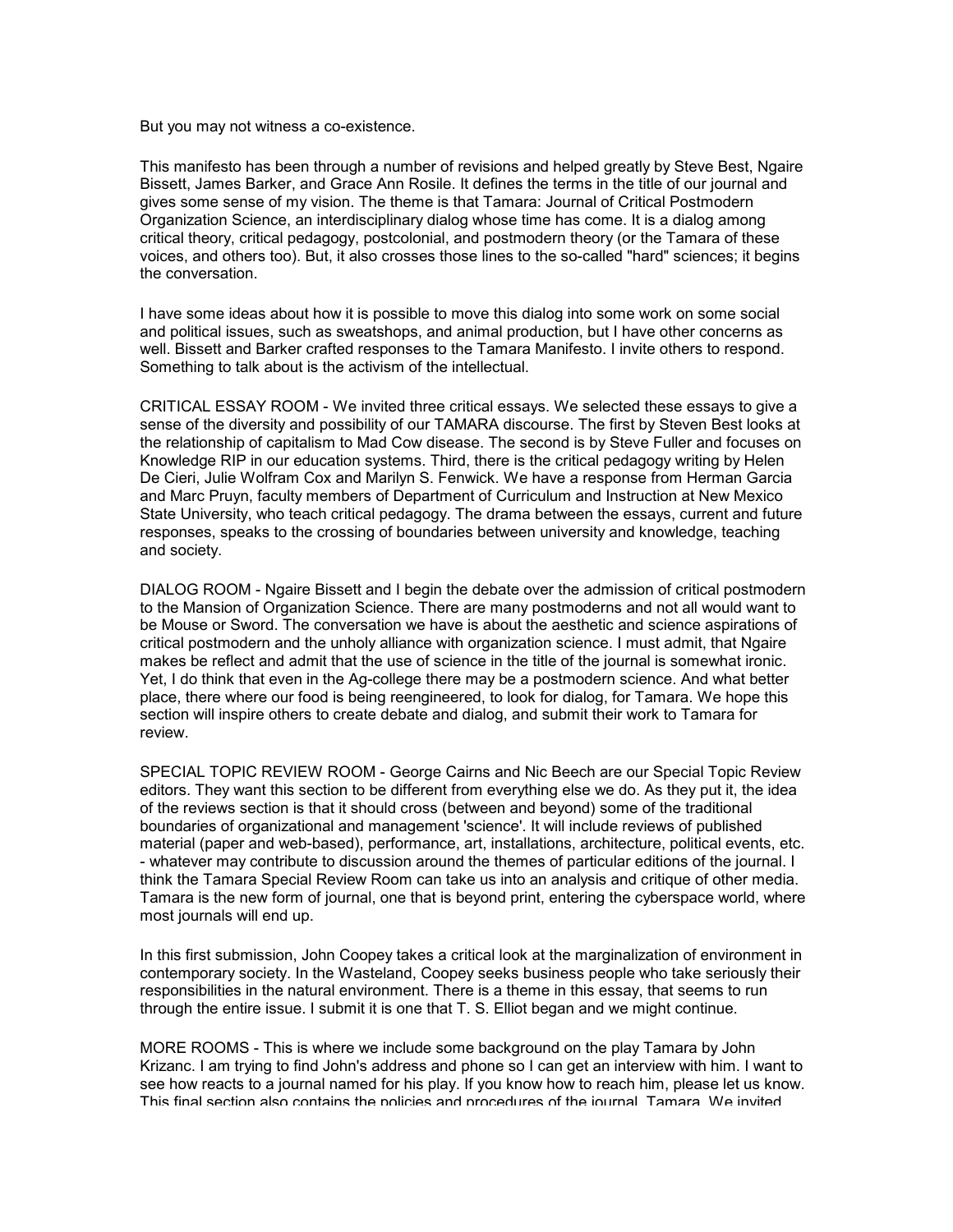But you may not witness a co-existence.

This manifesto has been through a number of revisions and helped greatly by Steve Best, Ngaire Bissett, James Barker, and Grace Ann Rosile. It defines the terms in the title of our journal and gives some sense of my vision. The theme is that Tamara: Journal of Critical Postmodern Organization Science, an interdisciplinary dialog whose time has come. It is a dialog among critical theory, critical pedagogy, postcolonial, and postmodern theory (or the Tamara of these voices, and others too). But, it also crosses those lines to the so-called "hard" sciences; it begins the conversation.

I have some ideas about how it is possible to move this dialog into some work on some social and political issues, such as sweatshops, and animal production, but I have other concerns as well. Bissett and Barker crafted responses to the Tamara Manifesto. I invite others to respond. Something to talk about is the activism of the intellectual.

CRITICAL ESSAY ROOM - We invited three critical essays. We selected these essays to give a sense of the diversity and possibility of our TAMARA discourse. The first by Steven Best looks at the relationship of capitalism to Mad Cow disease. The second is by Steve Fuller and focuses on Knowledge RIP in our education systems. Third, there is the critical pedagogy writing by Helen De Cieri, Julie Wolfram Cox and Marilyn S. Fenwick. We have a response from Herman Garcia and Marc Pruyn, faculty members of Department of Curriculum and Instruction at New Mexico State University, who teach critical pedagogy. The drama between the essays, current and future responses, speaks to the crossing of boundaries between university and knowledge, teaching and society.

DIALOG ROOM - Ngaire Bissett and I begin the debate over the admission of critical postmodern to the Mansion of Organization Science. There are many postmoderns and not all would want to be Mouse or Sword. The conversation we have is about the aesthetic and science aspirations of critical postmodern and the unholy alliance with organization science. I must admit, that Ngaire makes be reflect and admit that the use of science in the title of the journal is somewhat ironic. Yet, I do think that even in the Ag-college there may be a postmodern science. And what better place, there where our food is being reengineered, to look for dialog, for Tamara. We hope this section will inspire others to create debate and dialog, and submit their work to Tamara for review.

SPECIAL TOPIC REVIEW ROOM - George Cairns and Nic Beech are our Special Topic Review editors. They want this section to be different from everything else we do. As they put it, the idea of the reviews section is that it should cross (between and beyond) some of the traditional boundaries of organizational and management 'science'. It will include reviews of published material (paper and web-based), performance, art, installations, architecture, political events, etc. - whatever may contribute to discussion around the themes of particular editions of the journal. I think the Tamara Special Review Room can take us into an analysis and critique of other media. Tamara is the new form of journal, one that is beyond print, entering the cyberspace world, where most journals will end up.

In this first submission, John Coopey takes a critical look at the marginalization of environment in contemporary society. In the Wasteland, Coopey seeks business people who take seriously their responsibilities in the natural environment. There is a theme in this essay, that seems to run through the entire issue. I submit it is one that T. S. Elliot began and we might continue.

MORE ROOMS - This is where we include some background on the play Tamara by John Krizanc. I am trying to find John's address and phone so I can get an interview with him. I want to see how reacts to a journal named for his play. If you know how to reach him, please let us know. This final section also contains the policies and procedures of the journal, Tamara. We invited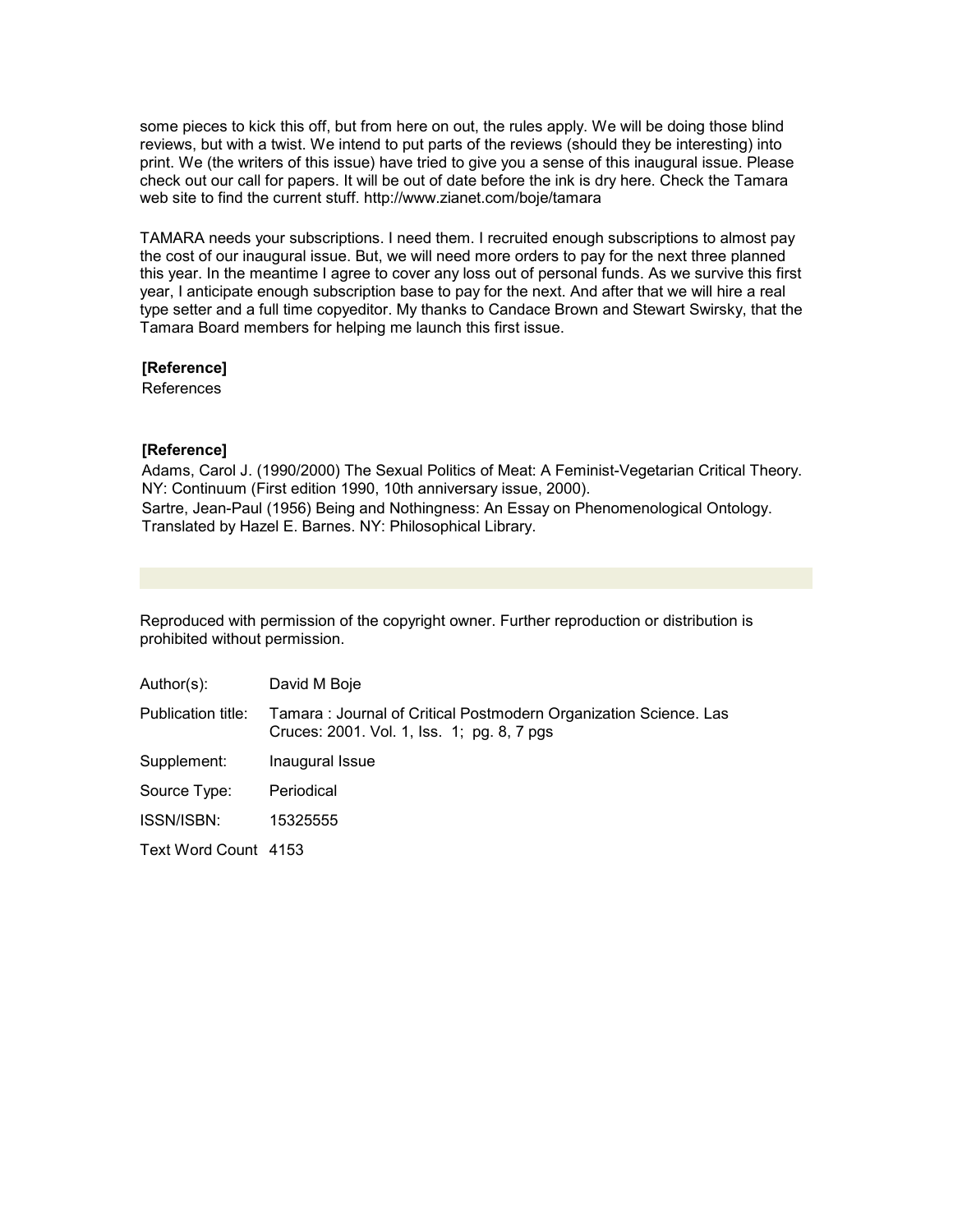some pieces to kick this off, but from here on out, the rules apply. We will be doing those blind reviews, but with a twist. We intend to put parts of the reviews (should they be interesting) into print. We (the writers of this issue) have tried to give you a sense of this inaugural issue. Please check out our call for papers. It will be out of date before the ink is dry here. Check the Tamara web site to find the current stuff. http://www.zianet.com/boje/tamara

TAMARA needs your subscriptions. I need them. I recruited enough subscriptions to almost pay the cost of our inaugural issue. But, we will need more orders to pay for the next three planned this year. In the meantime I agree to cover any loss out of personal funds. As we survive this first year, I anticipate enough subscription base to pay for the next. And after that we will hire a real type setter and a full time copyeditor. My thanks to Candace Brown and Stewart Swirsky, that the Tamara Board members for helping me launch this first issue.

**[Reference]**

References

**[Reference]**

Adams, Carol J. (1990/2000) The Sexual Politics of Meat: A Feminist-Vegetarian Critical Theory. NY: Continuum (First edition 1990, 10th anniversary issue, 2000).

Sartre, Jean-Paul (1956) Being and Nothingness: An Essay on Phenomenological Ontology. Translated by Hazel E. Barnes. NY: Philosophical Library.

Reproduced with permission of the copyright owner. Further reproduction or distribution is prohibited without permission.

| | |
|---|---|
| Author(s): | David M Boje |
| Publication title: | Tamara : Journal of Critical Postmodern Organization Science. Las Cruces: 2001. Vol. 1, Iss. 1; pg. 8, 7 pgs |
| Supplement: | Inaugural Issue |
| Source Type: | Periodical |
| ISSN/ISBN: | 15325555 |
| Text Word Count | 4153 |